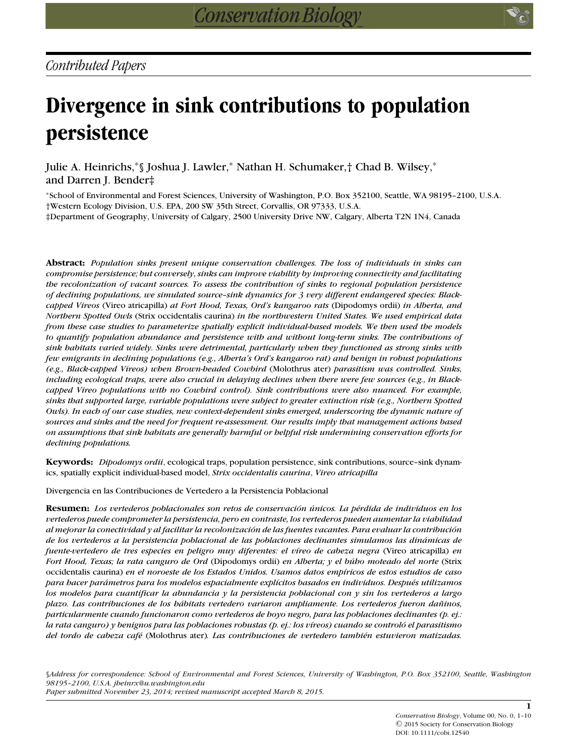*Contributed Papers*

# Divergence in sink contributions to population persistence

Julie A. Heinrichs,*§ Joshua J. Lawler,* Nathan H. Schumaker,† Chad B. Wilsey,* and Darren J. Bender‡

*School of Environmental and Forest Sciences, University of Washington, P.O. Box 352100, Seattle, WA 98195-2100, U.S.A.
†Western Ecology Division, U.S. EPA, 200 SW 35th Street, Corvallis, OR 97333, U.S.A.
‡Department of Geography, University of Calgary, 2500 University Drive NW, Calgary, Alberta T2N 1N4, Canada

**Abstract:** *Population sinks present unique conservation challenges. The loss of individuals in sinks can compromise persistence; but conversely, sinks can improve viability by improving connectivity and facilitating the recolonization of vacant sources. To assess the contribution of sinks to regional population persistence of declining populations, we simulated source–sink dynamics for 3 very different endangered species: Black-capped Vireos (*Vireo atricapilla*) at Fort Hood, Texas, Ord's kangaroo rats (*Dipodomys ordii*) in Alberta, and Northern Spotted Owls (*Strix occidentalis caurina*) in the northwestern United States. We used empirical data from these case studies to parameterize spatially explicit individual-based models. We then used the models to quantify population abundance and persistence with and without long-term sinks. The contributions of sink habitats varied widely. Sinks were detrimental, particularly when they functioned as strong sinks with few emigrants in declining populations (e.g., Alberta's Ord's kangaroo rat) and benign in robust populations (e.g., Black-capped Vireos) when Brown-headed Cowbird (*Molothrus ater*) parasitism was controlled. Sinks, including ecological traps, were also crucial in delaying declines when there were few sources (e.g., in Black-capped Vireo populations with no Cowbird control). Sink contributions were also nuanced. For example, sinks that supported large, variable populations were subject to greater extinction risk (e.g., Northern Spotted Owls). In each of our case studies, new context-dependent sinks emerged, underscoring the dynamic nature of sources and sinks and the need for frequent re-assessment. Our results imply that management actions based on assumptions that sink habitats are generally harmful or helpful risk undermining conservation efforts for declining populations.*

**Keywords:** *Dipodomys ordii*, ecological traps, population persistence, sink contributions, source–sink dynamics, spatially explicit individual-based model, *Strix occidentalis caurina*, *Vireo atricapilla*

Divergencia en las Contribuciones de Vertedero a la Persistencia Poblacional

**Resumen:** *Los vertederos poblacionales son retos de conservación únicos. La pérdida de individuos en los vertederos puede comprometer la persistencia, pero en contraste, los vertederos pueden aumentar la viabilidad al mejorar la conectividad y al facilitar la recolonización de las fuentes vacantes. Para evaluar la contribución de los vertederos a la persistencia poblacional de las poblaciones declinantes simulamos las dinámicas de fuente-vertedero de tres especies en peligro muy diferentes: el víreo de cabeza negra (*Vireo atricapilla*) en Fort Hood, Texas; la rata canguro de Ord (*Dipodomys ordii*) en Alberta; y el búho moteado del norte (*Strix occidentalis caurina*) en el noroeste de los Estados Unidos. Usamos datos empíricos de estos estudios de caso para hacer parámetros para los modelos espacialmente explícitos basados en individuos. Después utilizamos los modelos para cuantificar la abundancia y la persistencia poblacional con y sin los vertederos a largo plazo. Las contribuciones de los hábitats vertedero variaron ampliamente. Los vertederos fueron dañinos, particularmente cuando funcionaron como vertederos de hoyo negro, para las poblaciones declinantes (p. ej.: la rata canguro) y benignos para las poblaciones robustas (p. ej.: los víreos) cuando se controló el parasitismo del tordo de cabeza café (*Molothrus ater*). Las contribuciones de vertedero también estuvieron matizadas.*

§*Address for correspondence: School of Environmental and Forest Sciences, University of Washington, P.O. Box 352100, Seattle, Washington 98195-2100, U.S.A. jheinrx@u.washington.edu*
*Paper submitted November 23, 2014; revised manuscript accepted March 8, 2015.*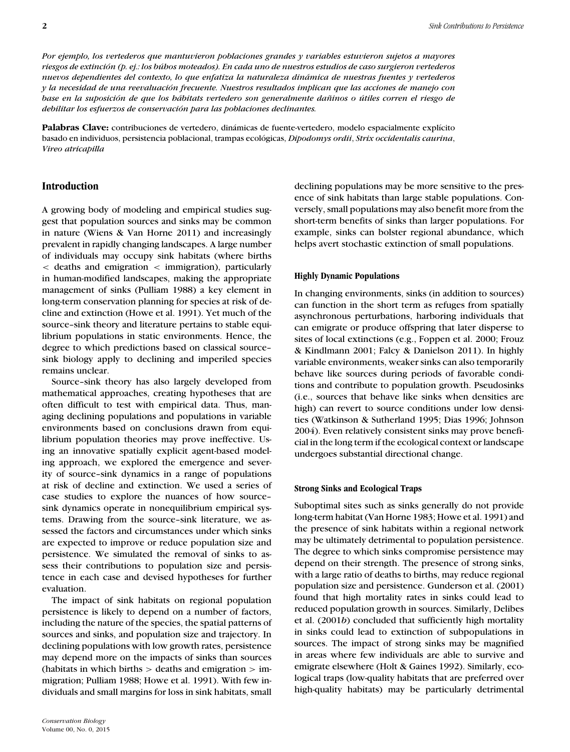*Por ejemplo, los vertederos que mantuvieron poblaciones grandes y variables estuvieron sujetos a mayores riesgos de extinción (p. ej.: los búhos moteados). En cada uno de nuestros estudios de caso surgieron vertederos nuevos dependientes del contexto, lo que enfatiza la naturaleza dinámica de nuestras fuentes y vertederos y la necesidad de una reevaluación frecuente. Nuestros resultados implican que las acciones de manejo con base en la suposición de que los hábitats vertedero son generalmente dañinos o útiles corren el riesgo de debilitar los esfuerzos de conservación para las poblaciones declinantes.*

**Palabras Clave:** contribuciones de vertedero, dinámicas de fuente-vertedero, modelo espacialmente explícito basado en individuos, persistencia poblacional, trampas ecológicas, *Dipodomys ordii*, *Strix occidentalis caurina*, *Vireo atricapilla*

## Introduction

A growing body of modeling and empirical studies suggest that population sources and sinks may be common in nature (Wiens & Van Horne 2011) and increasingly prevalent in rapidly changing landscapes. A large number of individuals may occupy sink habitats (where births < deaths and emigration < immigration), particularly in human-modified landscapes, making the appropriate management of sinks (Pulliam 1988) a key element in long-term conservation planning for species at risk of decline and extinction (Howe et al. 1991). Yet much of the source–sink theory and literature pertains to stable equilibrium populations in static environments. Hence, the degree to which predictions based on classical source–sink biology apply to declining and imperiled species remains unclear.

Source–sink theory has also largely developed from mathematical approaches, creating hypotheses that are often difficult to test with empirical data. Thus, managing declining populations and populations in variable environments based on conclusions drawn from equilibrium population theories may prove ineffective. Using an innovative spatially explicit agent-based modeling approach, we explored the emergence and severity of source–sink dynamics in a range of populations at risk of decline and extinction. We used a series of case studies to explore the nuances of how source–sink dynamics operate in nonequilibrium empirical systems. Drawing from the source–sink literature, we assessed the factors and circumstances under which sinks are expected to improve or reduce population size and persistence. We simulated the removal of sinks to assess their contributions to population size and persistence in each case and devised hypotheses for further evaluation.

The impact of sink habitats on regional population persistence is likely to depend on a number of factors, including the nature of the species, the spatial patterns of sources and sinks, and population size and trajectory. In declining populations with low growth rates, persistence may depend more on the impacts of sinks than sources (habitats in which births > deaths and emigration > immigration; Pulliam 1988; Howe et al. 1991). With few individuals and small margins for loss in sink habitats, small declining populations may be more sensitive to the presence of sink habitats than large stable populations. Conversely, small populations may also benefit more from the short-term benefits of sinks than larger populations. For example, sinks can bolster regional abundance, which helps avert stochastic extinction of small populations.

### Highly Dynamic Populations

In changing environments, sinks (in addition to sources) can function in the short term as refuges from spatially asynchronous perturbations, harboring individuals that can emigrate or produce offspring that later disperse to sites of local extinctions (e.g., Foppen et al. 2000; Frouz & Kindlmann 2001; Falcy & Danielson 2011). In highly variable environments, weaker sinks can also temporarily behave like sources during periods of favorable conditions and contribute to population growth. Pseudosinks (i.e., sources that behave like sinks when densities are high) can revert to source conditions under low densities (Watkinson & Sutherland 1995; Dias 1996; Johnson 2004). Even relatively consistent sinks may prove beneficial in the long term if the ecological context or landscape undergoes substantial directional change.

### Strong Sinks and Ecological Traps

Suboptimal sites such as sinks generally do not provide long-term habitat (Van Horne 1983; Howe et al. 1991) and the presence of sink habitats within a regional network may be ultimately detrimental to population persistence. The degree to which sinks compromise persistence may depend on their strength. The presence of strong sinks, with a large ratio of deaths to births, may reduce regional population size and persistence. Gunderson et al. (2001) found that high mortality rates in sinks could lead to reduced population growth in sources. Similarly, Delibes et al. (2001*b*) concluded that sufficiently high mortality in sinks could lead to extinction of subpopulations in sources. The impact of strong sinks may be magnified in areas where few individuals are able to survive and emigrate elsewhere (Holt & Gaines 1992). Similarly, ecological traps (low-quality habitats that are preferred over high-quality habitats) may be particularly detrimental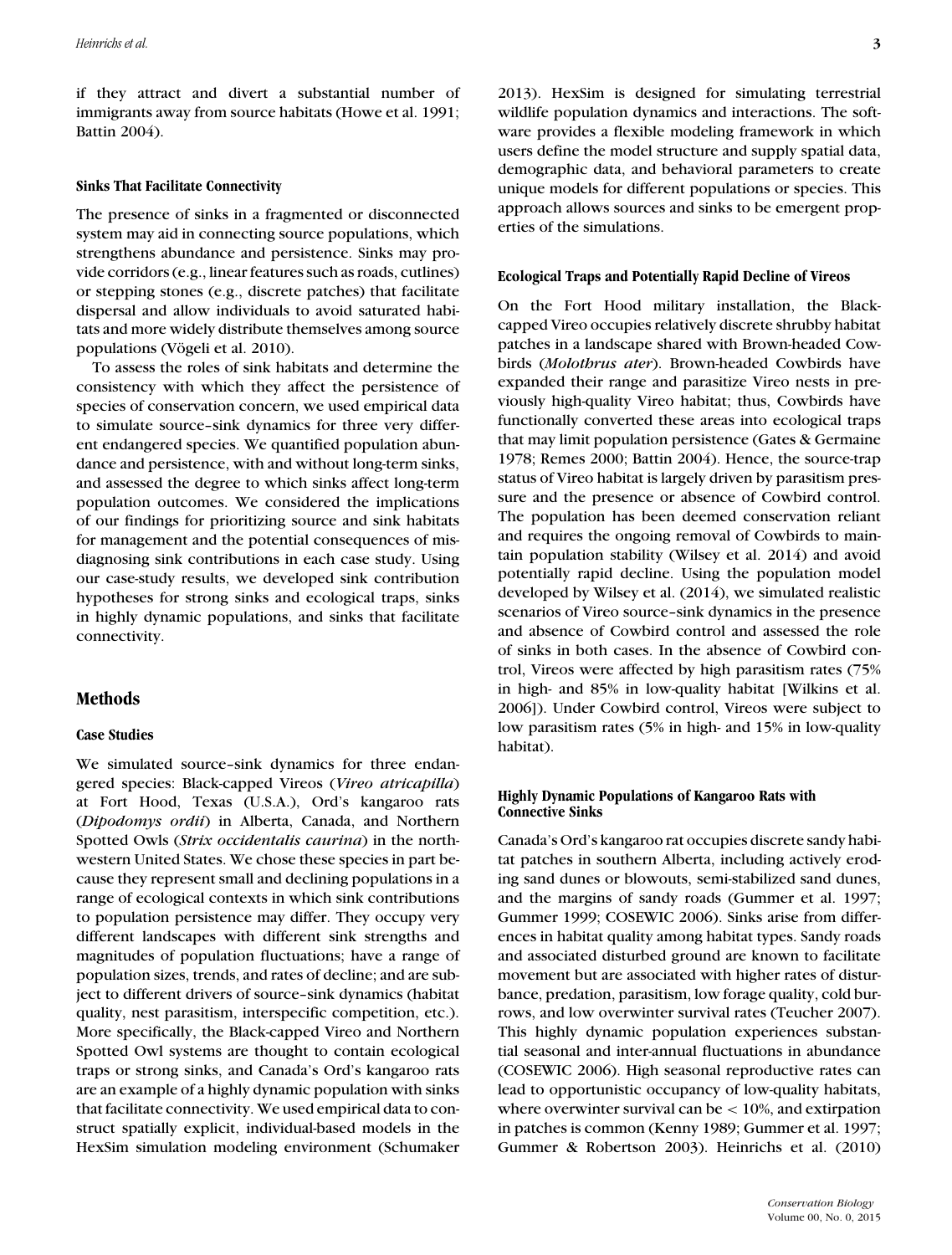if they attract and divert a substantial number of immigrants away from source habitats (Howe et al. 1991; Battin 2004).

### Sinks That Facilitate Connectivity

The presence of sinks in a fragmented or disconnected system may aid in connecting source populations, which strengthens abundance and persistence. Sinks may provide corridors (e.g., linear features such as roads, cutlines) or stepping stones (e.g., discrete patches) that facilitate dispersal and allow individuals to avoid saturated habitats and more widely distribute themselves among source populations (Vögeli et al. 2010).

To assess the roles of sink habitats and determine the consistency with which they affect the persistence of species of conservation concern, we used empirical data to simulate source–sink dynamics for three very different endangered species. We quantified population abundance and persistence, with and without long-term sinks, and assessed the degree to which sinks affect long-term population outcomes. We considered the implications of our findings for prioritizing source and sink habitats for management and the potential consequences of misdiagnosing sink contributions in each case study. Using our case-study results, we developed sink contribution hypotheses for strong sinks and ecological traps, sinks in highly dynamic populations, and sinks that facilitate connectivity.

## Methods

### Case Studies

We simulated source–sink dynamics for three endangered species: Black-capped Vireos (*Vireo atricapilla*) at Fort Hood, Texas (U.S.A.), Ord's kangaroo rats (*Dipodomys ordii*) in Alberta, Canada, and Northern Spotted Owls (*Strix occidentalis caurina*) in the northwestern United States. We chose these species in part because they represent small and declining populations in a range of ecological contexts in which sink contributions to population persistence may differ. They occupy very different landscapes with different sink strengths and magnitudes of population fluctuations; have a range of population sizes, trends, and rates of decline; and are subject to different drivers of source–sink dynamics (habitat quality, nest parasitism, interspecific competition, etc.). More specifically, the Black-capped Vireo and Northern Spotted Owl systems are thought to contain ecological traps or strong sinks, and Canada's Ord's kangaroo rats are an example of a highly dynamic population with sinks that facilitate connectivity. We used empirical data to construct spatially explicit, individual-based models in the HexSim simulation modeling environment (Schumaker 2013). HexSim is designed for simulating terrestrial wildlife population dynamics and interactions. The software provides a flexible modeling framework in which users define the model structure and supply spatial data, demographic data, and behavioral parameters to create unique models for different populations or species. This approach allows sources and sinks to be emergent properties of the simulations.

### Ecological Traps and Potentially Rapid Decline of Vireos

On the Fort Hood military installation, the Black-capped Vireo occupies relatively discrete shrubby habitat patches in a landscape shared with Brown-headed Cowbirds (*Molothrus ater*). Brown-headed Cowbirds have expanded their range and parasitize Vireo nests in previously high-quality Vireo habitat; thus, Cowbirds have functionally converted these areas into ecological traps that may limit population persistence (Gates & Germaine 1978; Remes 2000; Battin 2004). Hence, the source-trap status of Vireo habitat is largely driven by parasitism pressure and the presence or absence of Cowbird control. The population has been deemed conservation reliant and requires the ongoing removal of Cowbirds to maintain population stability (Wilsey et al. 2014) and avoid potentially rapid decline. Using the population model developed by Wilsey et al. (2014), we simulated realistic scenarios of Vireo source–sink dynamics in the presence and absence of Cowbird control and assessed the role of sinks in both cases. In the absence of Cowbird control, Vireos were affected by high parasitism rates (75% in high- and 85% in low-quality habitat [Wilkins et al. 2006]). Under Cowbird control, Vireos were subject to low parasitism rates (5% in high- and 15% in low-quality habitat).

### Highly Dynamic Populations of Kangaroo Rats with Connective Sinks

Canada's Ord's kangaroo rat occupies discrete sandy habitat patches in southern Alberta, including actively eroding sand dunes or blowouts, semi-stabilized sand dunes, and the margins of sandy roads (Gummer et al. 1997; Gummer 1999; COSEWIC 2006). Sinks arise from differences in habitat quality among habitat types. Sandy roads and associated disturbed ground are known to facilitate movement but are associated with higher rates of disturbance, predation, parasitism, low forage quality, cold burrows, and low overwinter survival rates (Teucher 2007). This highly dynamic population experiences substantial seasonal and inter-annual fluctuations in abundance (COSEWIC 2006). High seasonal reproductive rates can lead to opportunistic occupancy of low-quality habitats, where overwinter survival can be $< 10\%$, and extirpation in patches is common (Kenny 1989; Gummer et al. 1997; Gummer & Robertson 2003). Heinrichs et al. (2010)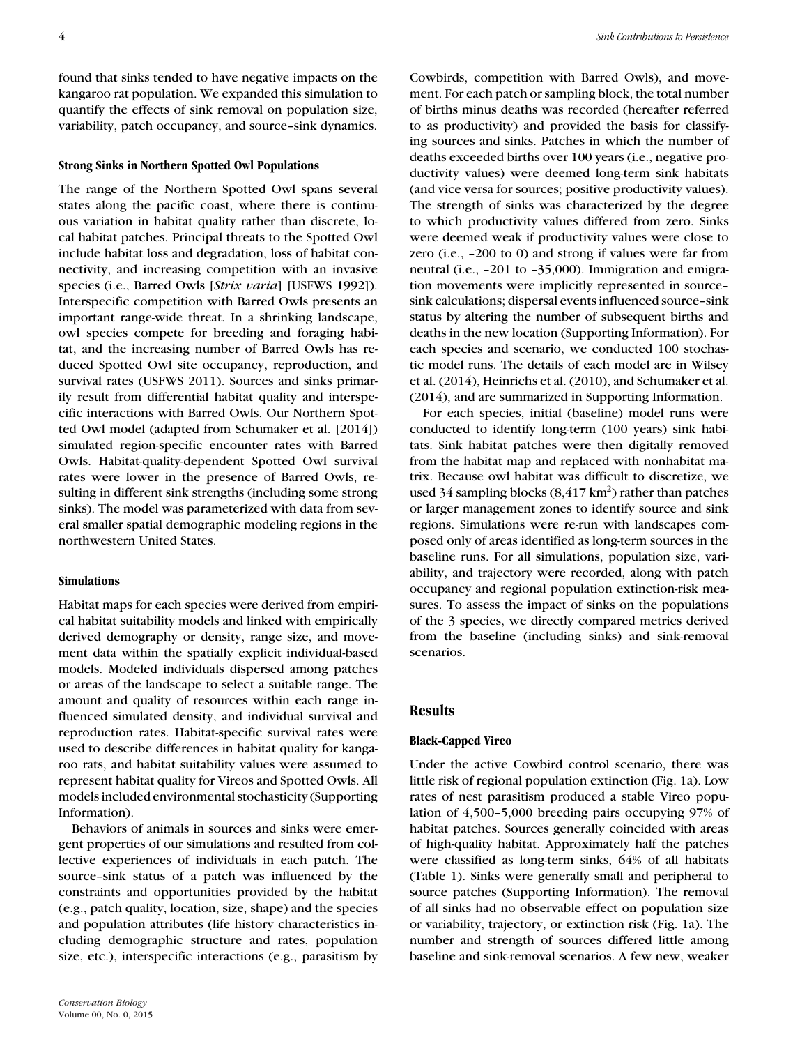found that sinks tended to have negative impacts on the kangaroo rat population. We expanded this simulation to quantify the effects of sink removal on population size, variability, patch occupancy, and source–sink dynamics.

### Strong Sinks in Northern Spotted Owl Populations

The range of the Northern Spotted Owl spans several states along the pacific coast, where there is continuous variation in habitat quality rather than discrete, local habitat patches. Principal threats to the Spotted Owl include habitat loss and degradation, loss of habitat connectivity, and increasing competition with an invasive species (i.e., Barred Owls [*Strix varia*] [USFWS 1992]). Interspecific competition with Barred Owls presents an important range-wide threat. In a shrinking landscape, owl species compete for breeding and foraging habitat, and the increasing number of Barred Owls has reduced Spotted Owl site occupancy, reproduction, and survival rates (USFWS 2011). Sources and sinks primarily result from differential habitat quality and interspecific interactions with Barred Owls. Our Northern Spotted Owl model (adapted from Schumaker et al. [2014]) simulated region-specific encounter rates with Barred Owls. Habitat-quality-dependent Spotted Owl survival rates were lower in the presence of Barred Owls, resulting in different sink strengths (including some strong sinks). The model was parameterized with data from several smaller spatial demographic modeling regions in the northwestern United States.

### Simulations

Habitat maps for each species were derived from empirical habitat suitability models and linked with empirically derived demography or density, range size, and movement data within the spatially explicit individual-based models. Modeled individuals dispersed among patches or areas of the landscape to select a suitable range. The amount and quality of resources within each range influenced simulated density, and individual survival and reproduction rates. Habitat-specific survival rates were used to describe differences in habitat quality for kangaroo rats, and habitat suitability values were assumed to represent habitat quality for Vireos and Spotted Owls. All models included environmental stochasticity (Supporting Information).

Behaviors of animals in sources and sinks were emergent properties of our simulations and resulted from collective experiences of individuals in each patch. The source–sink status of a patch was influenced by the constraints and opportunities provided by the habitat (e.g., patch quality, location, size, shape) and the species and population attributes (life history characteristics including demographic structure and rates, population size, etc.), interspecific interactions (e.g., parasitism by Cowbirds, competition with Barred Owls), and movement. For each patch or sampling block, the total number of births minus deaths was recorded (hereafter referred to as productivity) and provided the basis for classifying sources and sinks. Patches in which the number of deaths exceeded births over 100 years (i.e., negative productivity values) were deemed long-term sink habitats (and vice versa for sources; positive productivity values). The strength of sinks was characterized by the degree to which productivity values differed from zero. Sinks were deemed weak if productivity values were close to zero (i.e., –200 to 0) and strong if values were far from neutral (i.e., –201 to –35,000). Immigration and emigration movements were implicitly represented in source–sink calculations; dispersal events influenced source–sink status by altering the number of subsequent births and deaths in the new location (Supporting Information). For each species and scenario, we conducted 100 stochastic model runs. The details of each model are in Wilsey et al. (2014), Heinrichs et al. (2010), and Schumaker et al. (2014), and are summarized in Supporting Information.

For each species, initial (baseline) model runs were conducted to identify long-term (100 years) sink habitats. Sink habitat patches were then digitally removed from the habitat map and replaced with nonhabitat matrix. Because owl habitat was difficult to discretize, we used 34 sampling blocks (8,417 km$^2$) rather than patches or larger management zones to identify source and sink regions. Simulations were re-run with landscapes composed only of areas identified as long-term sources in the baseline runs. For all simulations, population size, variability, and trajectory were recorded, along with patch occupancy and regional population extinction-risk measures. To assess the impact of sinks on the populations of the 3 species, we directly compared metrics derived from the baseline (including sinks) and sink-removal scenarios.

## Results

### Black-Capped Vireo

Under the active Cowbird control scenario, there was little risk of regional population extinction (Fig. 1a). Low rates of nest parasitism produced a stable Vireo population of 4,500–5,000 breeding pairs occupying 97% of habitat patches. Sources generally coincided with areas of high-quality habitat. Approximately half the patches were classified as long-term sinks, 64% of all habitats (Table 1). Sinks were generally small and peripheral to source patches (Supporting Information). The removal of all sinks had no observable effect on population size or variability, trajectory, or extinction risk (Fig. 1a). The number and strength of sources differed little among baseline and sink-removal scenarios. A few new, weaker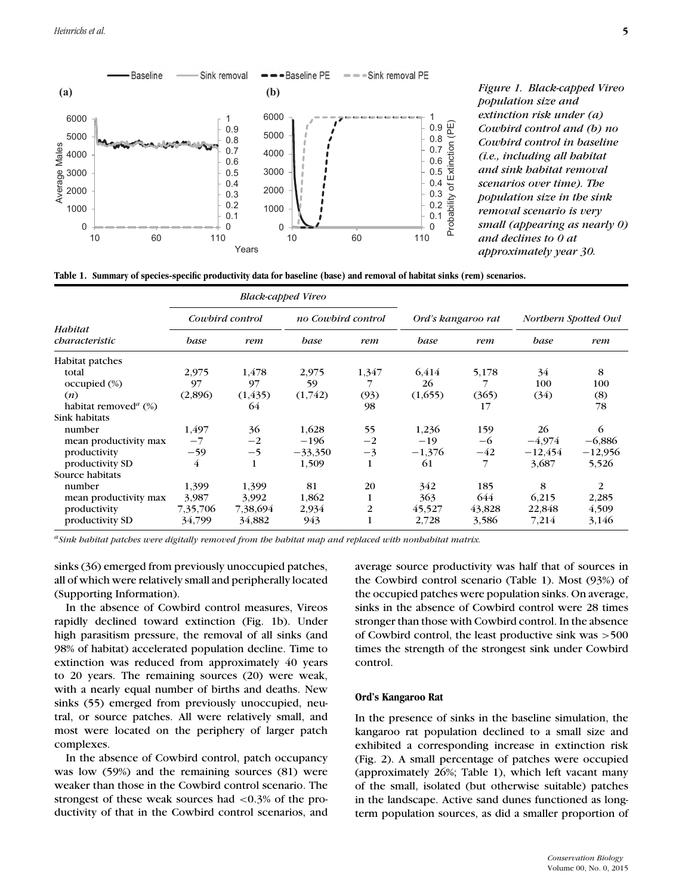*Figure 1. Black-capped Vireo population size and extinction risk under (a) Cowbird control and (b) no Cowbird control in baseline (i.e., including all habitat and sink habitat removal scenarios over time). The population size in the sink removal scenario is very small (appearing as nearly 0) and declines to 0 at approximately year 30.*

**Table 1. Summary of species-specific productivity data for baseline (base) and removal of habitat sinks (rem) scenarios.**

| Habitat characteristic | Black-capped Vireo | | | | Ord's kangaroo rat | | Northern Spotted Owl | |
|---|---|---|---|---|---|---|---|---|
| | Cowbird control | | no Cowbird control | | | | | |
| | base | rem | base | rem | base | rem | base | rem |
| Habitat patches | | | | | | | | |
| total | 2,975 | 1,478 | 2,975 | 1,347 | 6,414 | 5,178 | 34 | 8 |
| occupied (%) | 97 | 97 | 59 | 7 | 26 | 7 | 100 | 100 |
| (n) | (2,896) | (1,435) | (1,742) | (93) | (1,655) | (365) | (34) | (8) |
| habitat removed[a] (%) | | 64 | | 98 | | 17 | | 78 |
| Sink habitats | | | | | | | | |
| number | 1,497 | 36 | 1,628 | 55 | 1,236 | 159 | 26 | 6 |
| mean productivity max | −7 | −2 | −196 | −2 | −19 | −6 | −4,974 | −6,886 |
| productivity | −59 | −5 | −33,350 | −3 | −1,376 | −42 | −12,454 | −12,956 |
| productivity SD | 4 | 1 | 1,509 | 1 | 61 | 7 | 3,687 | 5,526 |
| Source habitats | | | | | | | | |
| number | 1,399 | 1,399 | 81 | 20 | 342 | 185 | 8 | 2 |
| mean productivity max | 3,987 | 3,992 | 1,862 | 1 | 363 | 644 | 6,215 | 2,285 |
| productivity | 7,35,706 | 7,38,694 | 2,934 | 2 | 45,527 | 43,828 | 22,848 | 4,509 |
| productivity SD | 34,799 | 34,882 | 943 | 1 | 2,728 | 3,586 | 7,214 | 3,146 |

[a]*Sink habitat patches were digitally removed from the habitat map and replaced with nonhabitat matrix.*

sinks (36) emerged from previously unoccupied patches, all of which were relatively small and peripherally located (Supporting Information).

In the absence of Cowbird control measures, Vireos rapidly declined toward extinction (Fig. 1b). Under high parasitism pressure, the removal of all sinks (and 98% of habitat) accelerated population decline. Time to extinction was reduced from approximately 40 years to 20 years. The remaining sources (20) were weak, with a nearly equal number of births and deaths. New sinks (55) emerged from previously unoccupied, neutral, or source patches. All were relatively small, and most were located on the periphery of larger patch complexes.

In the absence of Cowbird control, patch occupancy was low (59%) and the remaining sources (81) were weaker than those in the Cowbird control scenario. The strongest of these weak sources had <0.3% of the productivity of that in the Cowbird control scenarios, and average source productivity was half that of sources in the Cowbird control scenario (Table 1). Most (93%) of the occupied patches were population sinks. On average, sinks in the absence of Cowbird control were 28 times stronger than those with Cowbird control. In the absence of Cowbird control, the least productive sink was >500 times the strength of the strongest sink under Cowbird control.

#### Ord's Kangaroo Rat

In the presence of sinks in the baseline simulation, the kangaroo rat population declined to a small size and exhibited a corresponding increase in extinction risk (Fig. 2). A small percentage of patches were occupied (approximately 26%; Table 1), which left vacant many of the small, isolated (but otherwise suitable) patches in the landscape. Active sand dunes functioned as long-term population sources, as did a smaller proportion of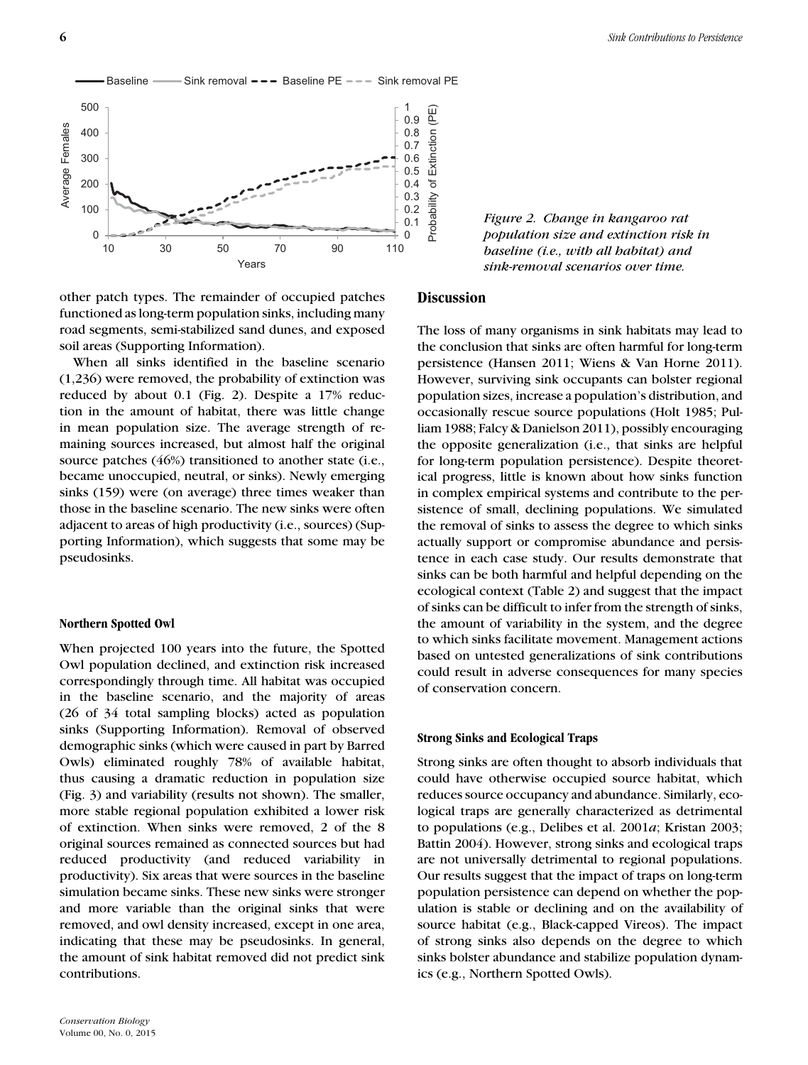Figure 2. Change in kangaroo rat population size and extinction risk in baseline (i.e., with all habitat) and sink-removal scenarios over time.

other patch types. The remainder of occupied patches functioned as long-term population sinks, including many road segments, semi-stabilized sand dunes, and exposed soil areas (Supporting Information).

When all sinks identified in the baseline scenario (1,236) were removed, the probability of extinction was reduced by about 0.1 (Fig. 2). Despite a 17% reduction in the amount of habitat, there was little change in mean population size. The average strength of remaining sources increased, but almost half the original source patches (46%) transitioned to another state (i.e., became unoccupied, neutral, or sinks). Newly emerging sinks (159) were (on average) three times weaker than those in the baseline scenario. The new sinks were often adjacent to areas of high productivity (i.e., sources) (Supporting Information), which suggests that some may be pseudosinks.

#### Northern Spotted Owl

When projected 100 years into the future, the Spotted Owl population declined, and extinction risk increased correspondingly through time. All habitat was occupied in the baseline scenario, and the majority of areas (26 of 34 total sampling blocks) acted as population sinks (Supporting Information). Removal of observed demographic sinks (which were caused in part by Barred Owls) eliminated roughly 78% of available habitat, thus causing a dramatic reduction in population size (Fig. 3) and variability (results not shown). The smaller, more stable regional population exhibited a lower risk of extinction. When sinks were removed, 2 of the 8 original sources remained as connected sources but had reduced productivity (and reduced variability in productivity). Six areas that were sources in the baseline simulation became sinks. These new sinks were stronger and more variable than the original sinks that were removed, and owl density increased, except in one area, indicating that these may be pseudosinks. In general, the amount of sink habitat removed did not predict sink contributions.

## Discussion

The loss of many organisms in sink habitats may lead to the conclusion that sinks are often harmful for long-term persistence (Hansen 2011; Wiens & Van Horne 2011). However, surviving sink occupants can bolster regional population sizes, increase a population's distribution, and occasionally rescue source populations (Holt 1985; Pulliam 1988; Falcy & Danielson 2011), possibly encouraging the opposite generalization (i.e., that sinks are helpful for long-term population persistence). Despite theoretical progress, little is known about how sinks function in complex empirical systems and contribute to the persistence of small, declining populations. We simulated the removal of sinks to assess the degree to which sinks actually support or compromise abundance and persistence in each case study. Our results demonstrate that sinks can be both harmful and helpful depending on the ecological context (Table 2) and suggest that the impact of sinks can be difficult to infer from the strength of sinks, the amount of variability in the system, and the degree to which sinks facilitate movement. Management actions based on untested generalizations of sink contributions could result in adverse consequences for many species of conservation concern.

#### Strong Sinks and Ecological Traps

Strong sinks are often thought to absorb individuals that could have otherwise occupied source habitat, which reduces source occupancy and abundance. Similarly, ecological traps are generally characterized as detrimental to populations (e.g., Delibes et al. 2001*a*; Kristan 2003; Battin 2004). However, strong sinks and ecological traps are not universally detrimental to regional populations. Our results suggest that the impact of traps on long-term population persistence can depend on whether the population is stable or declining and on the availability of source habitat (e.g., Black-capped Vireos). The impact of strong sinks also depends on the degree to which sinks bolster abundance and stabilize population dynamics (e.g., Northern Spotted Owls).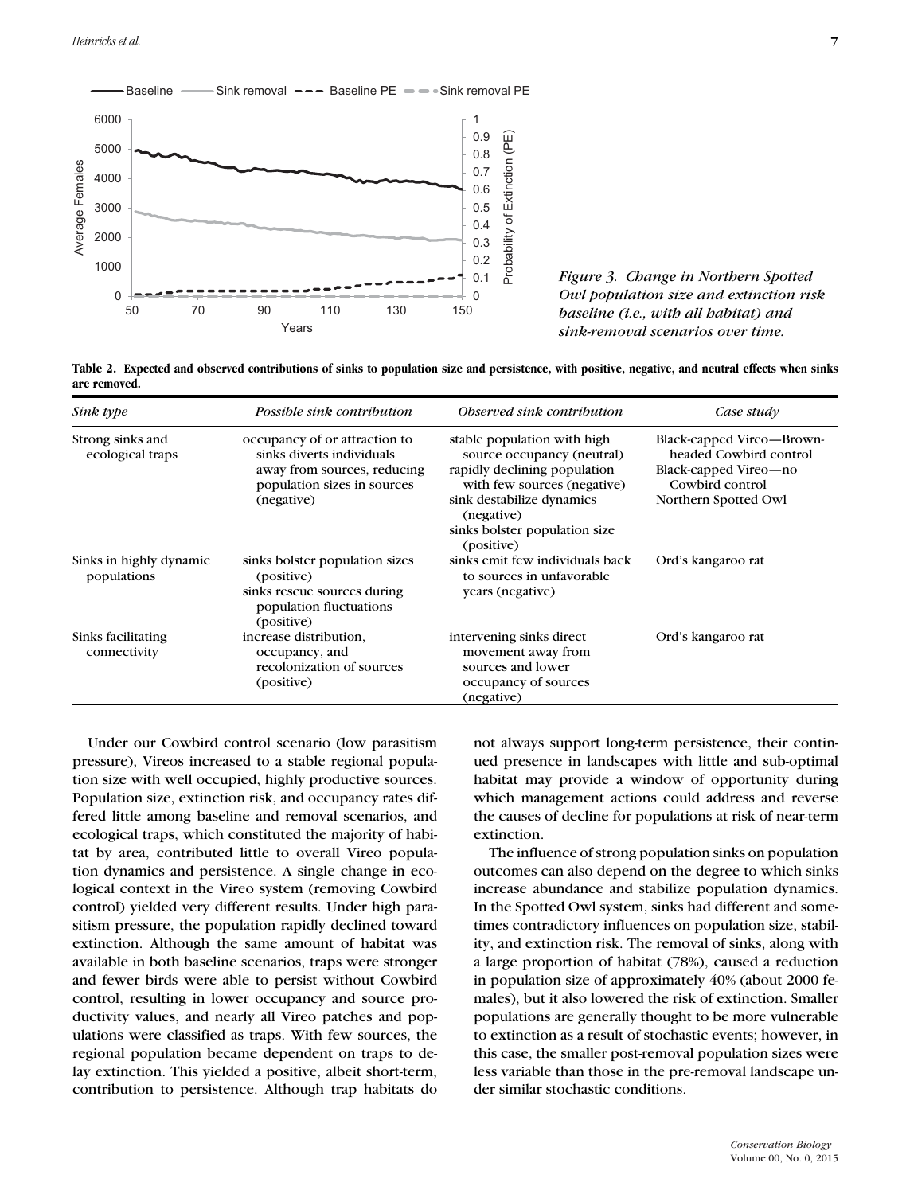*Figure 3. Change in Northern Spotted Owl population size and extinction risk baseline (i.e., with all habitat) and sink-removal scenarios over time.*

**Table 2. Expected and observed contributions of sinks to population size and persistence, with positive, negative, and neutral effects when sinks are removed.**

| *Sink type* | *Possible sink contribution* | *Observed sink contribution* | *Case study* |
|---|---|---|---|
| Strong sinks and ecological traps | occupancy of or attraction to sinks diverts individuals away from sources, reducing population sizes in sources (negative) | stable population with high source occupancy (neutral)<br>rapidly declining population with few sources (negative)<br>sink destabilize dynamics (negative)<br>sinks bolster population size (positive) | Black-capped Vireo—Brown-headed Cowbird control<br>Black-capped Vireo—no Cowbird control<br>Northern Spotted Owl |
| Sinks in highly dynamic populations | sinks bolster population sizes (positive)<br>sinks rescue sources during population fluctuations (positive) | sinks emit few individuals back to sources in unfavorable years (negative) | Ord's kangaroo rat |
| Sinks facilitating connectivity | increase distribution, occupancy, and recolonization of sources (positive) | intervening sinks direct movement away from sources and lower occupancy of sources (negative) | Ord's kangaroo rat |

Under our Cowbird control scenario (low parasitism pressure), Vireos increased to a stable regional population size with well occupied, highly productive sources. Population size, extinction risk, and occupancy rates differed little among baseline and removal scenarios, and ecological traps, which constituted the majority of habitat by area, contributed little to overall Vireo population dynamics and persistence. A single change in ecological context in the Vireo system (removing Cowbird control) yielded very different results. Under high parasitism pressure, the population rapidly declined toward extinction. Although the same amount of habitat was available in both baseline scenarios, traps were stronger and fewer birds were able to persist without Cowbird control, resulting in lower occupancy and source productivity values, and nearly all Vireo patches and populations were classified as traps. With few sources, the regional population became dependent on traps to delay extinction. This yielded a positive, albeit short-term, contribution to persistence. Although trap habitats do not always support long-term persistence, their continued presence in landscapes with little and sub-optimal habitat may provide a window of opportunity during which management actions could address and reverse the causes of decline for populations at risk of near-term extinction.

The influence of strong population sinks on population outcomes can also depend on the degree to which sinks increase abundance and stabilize population dynamics. In the Spotted Owl system, sinks had different and sometimes contradictory influences on population size, stability, and extinction risk. The removal of sinks, along with a large proportion of habitat (78%), caused a reduction in population size of approximately 40% (about 2000 females), but it also lowered the risk of extinction. Smaller populations are generally thought to be more vulnerable to extinction as a result of stochastic events; however, in this case, the smaller post-removal population sizes were less variable than those in the pre-removal landscape under similar stochastic conditions.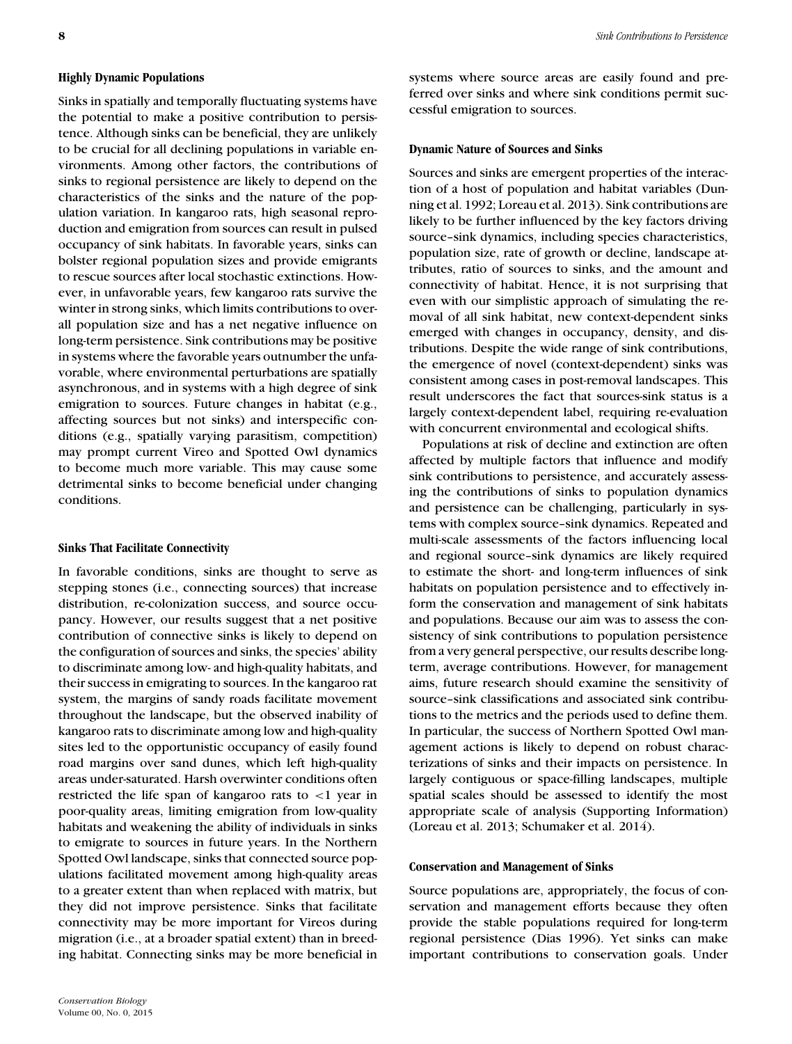### Highly Dynamic Populations

Sinks in spatially and temporally fluctuating systems have the potential to make a positive contribution to persistence. Although sinks can be beneficial, they are unlikely to be crucial for all declining populations in variable environments. Among other factors, the contributions of sinks to regional persistence are likely to depend on the characteristics of the sinks and the nature of the population variation. In kangaroo rats, high seasonal reproduction and emigration from sources can result in pulsed occupancy of sink habitats. In favorable years, sinks can bolster regional population sizes and provide emigrants to rescue sources after local stochastic extinctions. However, in unfavorable years, few kangaroo rats survive the winter in strong sinks, which limits contributions to overall population size and has a net negative influence on long-term persistence. Sink contributions may be positive in systems where the favorable years outnumber the unfavorable, where environmental perturbations are spatially asynchronous, and in systems with a high degree of sink emigration to sources. Future changes in habitat (e.g., affecting sources but not sinks) and interspecific conditions (e.g., spatially varying parasitism, competition) may prompt current Vireo and Spotted Owl dynamics to become much more variable. This may cause some detrimental sinks to become beneficial under changing conditions.

### Sinks That Facilitate Connectivity

In favorable conditions, sinks are thought to serve as stepping stones (i.e., connecting sources) that increase distribution, re-colonization success, and source occupancy. However, our results suggest that a net positive contribution of connective sinks is likely to depend on the configuration of sources and sinks, the species' ability to discriminate among low- and high-quality habitats, and their success in emigrating to sources. In the kangaroo rat system, the margins of sandy roads facilitate movement throughout the landscape, but the observed inability of kangaroo rats to discriminate among low and high-quality sites led to the opportunistic occupancy of easily found road margins over sand dunes, which left high-quality areas under-saturated. Harsh overwinter conditions often restricted the life span of kangaroo rats to <1 year in poor-quality areas, limiting emigration from low-quality habitats and weakening the ability of individuals in sinks to emigrate to sources in future years. In the Northern Spotted Owl landscape, sinks that connected source populations facilitated movement among high-quality areas to a greater extent than when replaced with matrix, but they did not improve persistence. Sinks that facilitate connectivity may be more important for Vireos during migration (i.e., at a broader spatial extent) than in breeding habitat. Connecting sinks may be more beneficial in systems where source areas are easily found and preferred over sinks and where sink conditions permit successful emigration to sources.

### Dynamic Nature of Sources and Sinks

Sources and sinks are emergent properties of the interaction of a host of population and habitat variables (Dunning et al. 1992; Loreau et al. 2013). Sink contributions are likely to be further influenced by the key factors driving source–sink dynamics, including species characteristics, population size, rate of growth or decline, landscape attributes, ratio of sources to sinks, and the amount and connectivity of habitat. Hence, it is not surprising that even with our simplistic approach of simulating the removal of all sink habitat, new context-dependent sinks emerged with changes in occupancy, density, and distributions. Despite the wide range of sink contributions, the emergence of novel (context-dependent) sinks was consistent among cases in post-removal landscapes. This result underscores the fact that sources-sink status is a largely context-dependent label, requiring re-evaluation with concurrent environmental and ecological shifts.

Populations at risk of decline and extinction are often affected by multiple factors that influence and modify sink contributions to persistence, and accurately assessing the contributions of sinks to population dynamics and persistence can be challenging, particularly in systems with complex source–sink dynamics. Repeated and multi-scale assessments of the factors influencing local and regional source–sink dynamics are likely required to estimate the short- and long-term influences of sink habitats on population persistence and to effectively inform the conservation and management of sink habitats and populations. Because our aim was to assess the consistency of sink contributions to population persistence from a very general perspective, our results describe long-term, average contributions. However, for management aims, future research should examine the sensitivity of source–sink classifications and associated sink contributions to the metrics and the periods used to define them. In particular, the success of Northern Spotted Owl management actions is likely to depend on robust characterizations of sinks and their impacts on persistence. In largely contiguous or space-filling landscapes, multiple spatial scales should be assessed to identify the most appropriate scale of analysis (Supporting Information) (Loreau et al. 2013; Schumaker et al. 2014).

### Conservation and Management of Sinks

Source populations are, appropriately, the focus of conservation and management efforts because they often provide the stable populations required for long-term regional persistence (Dias 1996). Yet sinks can make important contributions to conservation goals. Under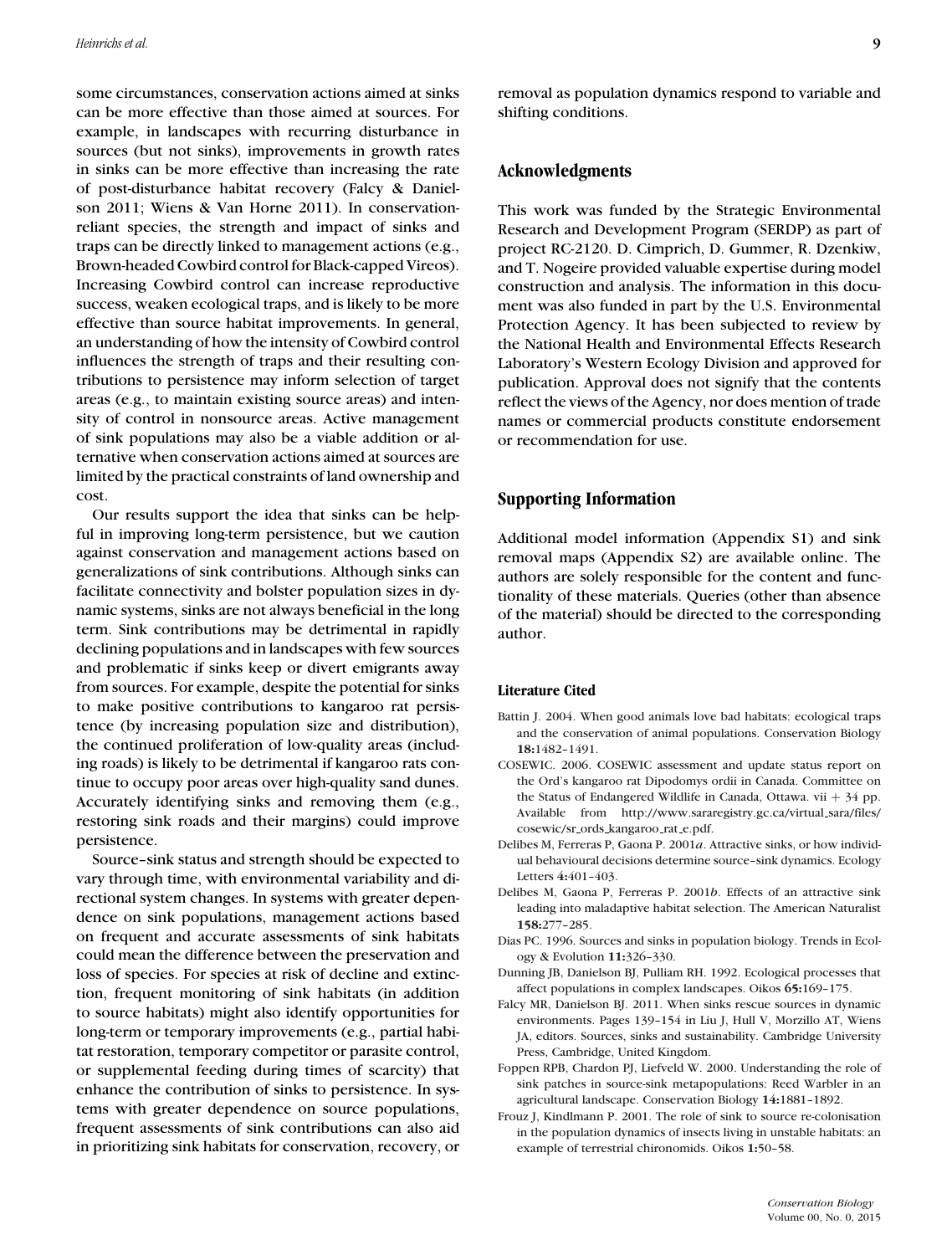some circumstances, conservation actions aimed at sinks can be more effective than those aimed at sources. For example, in landscapes with recurring disturbance in sources (but not sinks), improvements in growth rates in sinks can be more effective than increasing the rate of post-disturbance habitat recovery (Falcy & Danielson 2011; Wiens & Van Horne 2011). In conservation-reliant species, the strength and impact of sinks and traps can be directly linked to management actions (e.g., Brown-headed Cowbird control for Black-capped Vireos). Increasing Cowbird control can increase reproductive success, weaken ecological traps, and is likely to be more effective than source habitat improvements. In general, an understanding of how the intensity of Cowbird control influences the strength of traps and their resulting contributions to persistence may inform selection of target areas (e.g., to maintain existing source areas) and intensity of control in nonsource areas. Active management of sink populations may also be a viable addition or alternative when conservation actions aimed at sources are limited by the practical constraints of land ownership and cost.

Our results support the idea that sinks can be helpful in improving long-term persistence, but we caution against conservation and management actions based on generalizations of sink contributions. Although sinks can facilitate connectivity and bolster population sizes in dynamic systems, sinks are not always beneficial in the long term. Sink contributions may be detrimental in rapidly declining populations and in landscapes with few sources and problematic if sinks keep or divert emigrants away from sources. For example, despite the potential for sinks to make positive contributions to kangaroo rat persistence (by increasing population size and distribution), the continued proliferation of low-quality areas (including roads) is likely to be detrimental if kangaroo rats continue to occupy poor areas over high-quality sand dunes. Accurately identifying sinks and removing them (e.g., restoring sink roads and their margins) could improve persistence.

Source–sink status and strength should be expected to vary through time, with environmental variability and directional system changes. In systems with greater dependence on sink populations, management actions based on frequent and accurate assessments of sink habitats could mean the difference between the preservation and loss of species. For species at risk of decline and extinction, frequent monitoring of sink habitats (in addition to source habitats) might also identify opportunities for long-term or temporary improvements (e.g., partial habitat restoration, temporary competitor or parasite control, or supplemental feeding during times of scarcity) that enhance the contribution of sinks to persistence. In systems with greater dependence on source populations, frequent assessments of sink contributions can also aid in prioritizing sink habitats for conservation, recovery, or removal as population dynamics respond to variable and shifting conditions.

## Acknowledgments

This work was funded by the Strategic Environmental Research and Development Program (SERDP) as part of project RC-2120. D. Cimprich, D. Gummer, R. Dzenkiw, and T. Nogeire provided valuable expertise during model construction and analysis. The information in this document was also funded in part by the U.S. Environmental Protection Agency. It has been subjected to review by the National Health and Environmental Effects Research Laboratory's Western Ecology Division and approved for publication. Approval does not signify that the contents reflect the views of the Agency, nor does mention of trade names or commercial products constitute endorsement or recommendation for use.

## Supporting Information

Additional model information (Appendix S1) and sink removal maps (Appendix S2) are available online. The authors are solely responsible for the content and functionality of these materials. Queries (other than absence of the material) should be directed to the corresponding author.

### Literature Cited

Battin J. 2004. When good animals love bad habitats: ecological traps and the conservation of animal populations. Conservation Biology **18:**1482–1491.

COSEWIC. 2006. COSEWIC assessment and update status report on the Ord's kangaroo rat Dipodomys ordii in Canada. Committee on the Status of Endangered Wildlife in Canada, Ottawa. vii + 34 pp. Available from http://www.sararegistry.gc.ca/virtual_sara/files/cosewic/sr_ords_kangaroo_rat_e.pdf.

Delibes M, Ferreras P, Gaona P. 2001*a*. Attractive sinks, or how individual behavioural decisions determine source–sink dynamics. Ecology Letters **4:**401–403.

Delibes M, Gaona P, Ferreras P. 2001*b*. Effects of an attractive sink leading into maladaptive habitat selection. The American Naturalist **158:**277–285.

Dias PC. 1996. Sources and sinks in population biology. Trends in Ecology & Evolution **11:**326–330.

Dunning JB, Danielson BJ, Pulliam RH. 1992. Ecological processes that affect populations in complex landscapes. Oikos **65:**169–175.

Falcy MR, Danielson BJ. 2011. When sinks rescue sources in dynamic environments. Pages 139–154 in Liu J, Hull V, Morzillo AT, Wiens JA, editors. Sources, sinks and sustainability. Cambridge University Press, Cambridge, United Kingdom.

Foppen RPB, Chardon PJ, Liefveld W. 2000. Understanding the role of sink patches in source-sink metapopulations: Reed Warbler in an agricultural landscape. Conservation Biology **14:**1881–1892.

Frouz J, Kindlmann P. 2001. The role of sink to source re-colonisation in the population dynamics of insects living in unstable habitats: an example of terrestrial chironomids. Oikos **1:**50–58.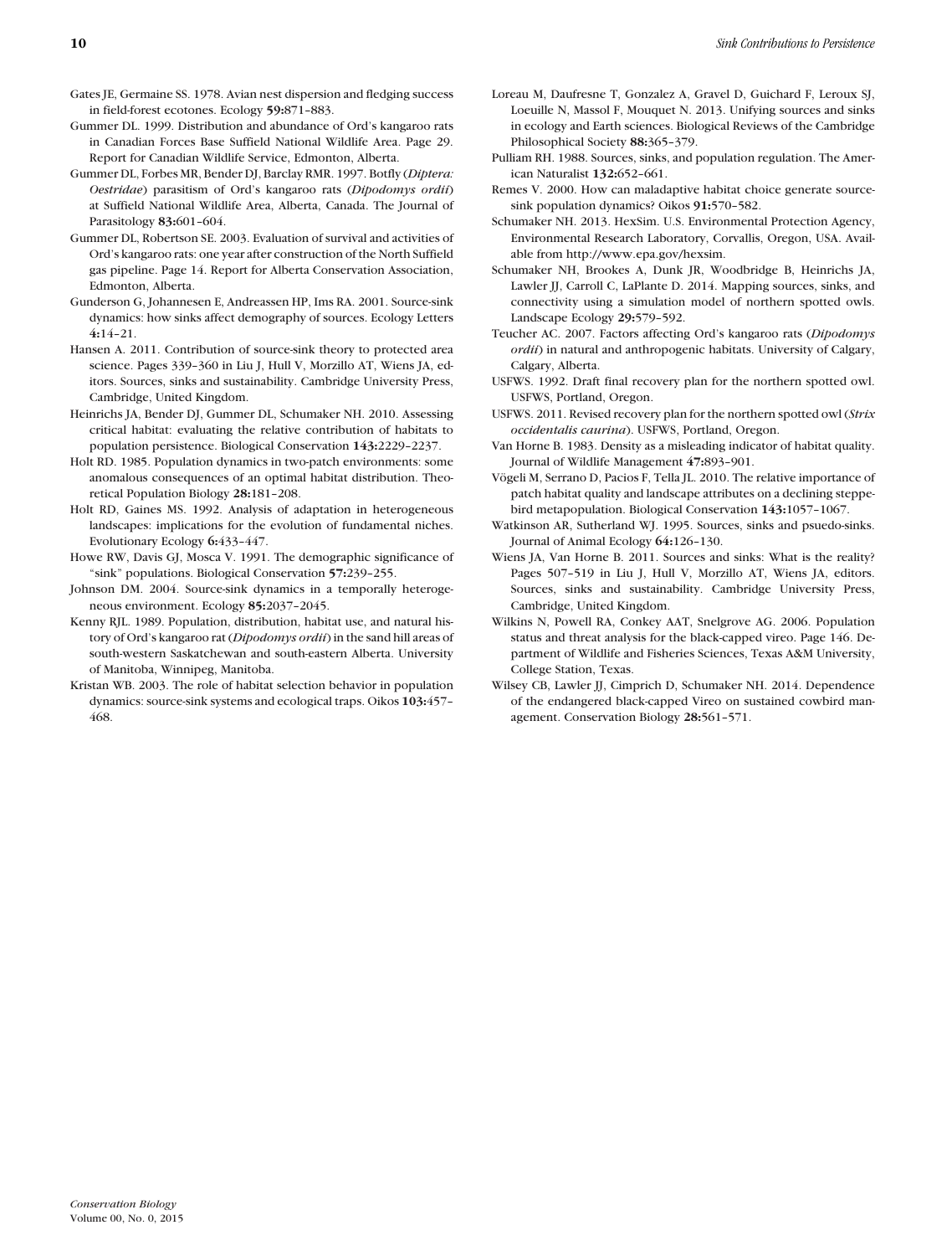Gates JE, Germaine SS. 1978. Avian nest dispersion and fledging success in field-forest ecotones. Ecology **59:**871–883.

Gummer DL. 1999. Distribution and abundance of Ord's kangaroo rats in Canadian Forces Base Suffield National Wildlife Area. Page 29. Report for Canadian Wildlife Service, Edmonton, Alberta.

Gummer DL, Forbes MR, Bender DJ, Barclay RMR. 1997. Botfly (*Diptera: Oestridae*) parasitism of Ord's kangaroo rats (*Dipodomys ordii*) at Suffield National Wildlife Area, Alberta, Canada. The Journal of Parasitology **83:**601–604.

Gummer DL, Robertson SE. 2003. Evaluation of survival and activities of Ord's kangaroo rats: one year after construction of the North Suffield gas pipeline. Page 14. Report for Alberta Conservation Association, Edmonton, Alberta.

Gunderson G, Johannesen E, Andreassen HP, Ims RA. 2001. Source-sink dynamics: how sinks affect demography of sources. Ecology Letters **4:**14–21.

Hansen A. 2011. Contribution of source-sink theory to protected area science. Pages 339–360 in Liu J, Hull V, Morzillo AT, Wiens JA, editors. Sources, sinks and sustainability. Cambridge University Press, Cambridge, United Kingdom.

Heinrichs JA, Bender DJ, Gummer DL, Schumaker NH. 2010. Assessing critical habitat: evaluating the relative contribution of habitats to population persistence. Biological Conservation **143:**2229–2237.

Holt RD. 1985. Population dynamics in two-patch environments: some anomalous consequences of an optimal habitat distribution. Theoretical Population Biology **28:**181–208.

Holt RD, Gaines MS. 1992. Analysis of adaptation in heterogeneous landscapes: implications for the evolution of fundamental niches. Evolutionary Ecology **6:**433–447.

Howe RW, Davis GJ, Mosca V. 1991. The demographic significance of "sink" populations. Biological Conservation **57:**239–255.

Johnson DM. 2004. Source-sink dynamics in a temporally heterogeneous environment. Ecology **85:**2037–2045.

Kenny RJL. 1989. Population, distribution, habitat use, and natural history of Ord's kangaroo rat (*Dipodomys ordii*) in the sand hill areas of south-western Saskatchewan and south-eastern Alberta. University of Manitoba, Winnipeg, Manitoba.

Kristan WB. 2003. The role of habitat selection behavior in population dynamics: source-sink systems and ecological traps. Oikos **103:**457–468.

Loreau M, Daufresne T, Gonzalez A, Gravel D, Guichard F, Leroux SJ, Loeuille N, Massol F, Mouquet N. 2013. Unifying sources and sinks in ecology and Earth sciences. Biological Reviews of the Cambridge Philosophical Society **88:**365–379.

Pulliam RH. 1988. Sources, sinks, and population regulation. The American Naturalist **132:**652–661.

Remes V. 2000. How can maladaptive habitat choice generate source-sink population dynamics? Oikos **91:**570–582.

Schumaker NH. 2013. HexSim. U.S. Environmental Protection Agency, Environmental Research Laboratory, Corvallis, Oregon, USA. Available from http://www.epa.gov/hexsim.

Schumaker NH, Brookes A, Dunk JR, Woodbridge B, Heinrichs JA, Lawler JJ, Carroll C, LaPlante D. 2014. Mapping sources, sinks, and connectivity using a simulation model of northern spotted owls. Landscape Ecology **29:**579–592.

Teucher AC. 2007. Factors affecting Ord's kangaroo rats (*Dipodomys ordii*) in natural and anthropogenic habitats. University of Calgary, Calgary, Alberta.

USFWS. 1992. Draft final recovery plan for the northern spotted owl. USFWS, Portland, Oregon.

USFWS. 2011. Revised recovery plan for the northern spotted owl (*Strix occidentalis caurina*). USFWS, Portland, Oregon.

Van Horne B. 1983. Density as a misleading indicator of habitat quality. Journal of Wildlife Management **47:**893–901.

Vögeli M, Serrano D, Pacios F, Tella JL. 2010. The relative importance of patch habitat quality and landscape attributes on a declining steppe-bird metapopulation. Biological Conservation **143:**1057–1067.

Watkinson AR, Sutherland WJ. 1995. Sources, sinks and psuedo-sinks. Journal of Animal Ecology **64:**126–130.

Wiens JA, Van Horne B. 2011. Sources and sinks: What is the reality? Pages 507–519 in Liu J, Hull V, Morzillo AT, Wiens JA, editors. Sources, sinks and sustainability. Cambridge University Press, Cambridge, United Kingdom.

Wilkins N, Powell RA, Conkey AAT, Snelgrove AG. 2006. Population status and threat analysis for the black-capped vireo. Page 146. Department of Wildlife and Fisheries Sciences, Texas A&M University, College Station, Texas.

Wilsey CB, Lawler JJ, Cimprich D, Schumaker NH. 2014. Dependence of the endangered black-capped Vireo on sustained cowbird management. Conservation Biology **28:**561–571.